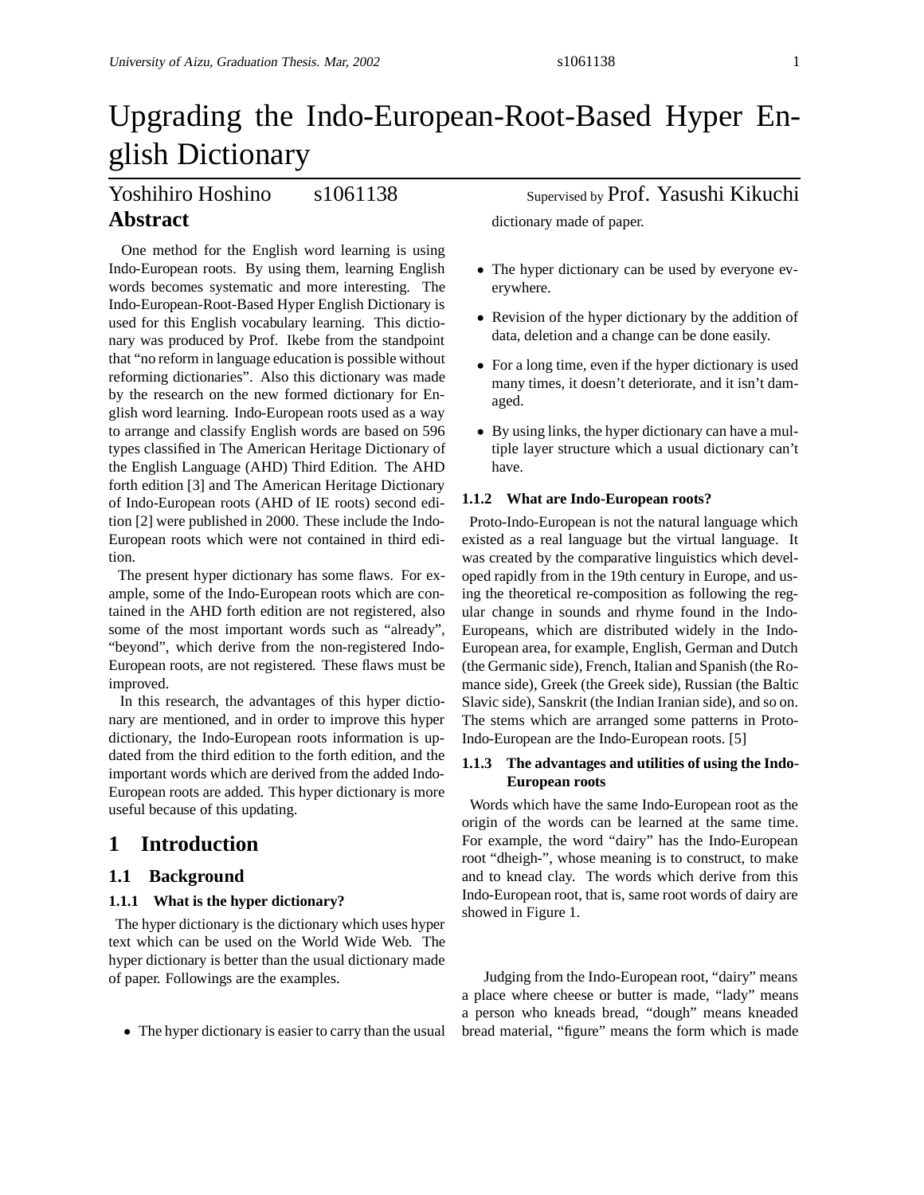# Upgrading the Indo-European-Root-Based Hyper English Dictionary

Yoshihiro Hoshino s1061138 Supervised by Prof. Yasushi Kikuchi

## Abstract

One method for the English word learning is using Indo-European roots. By using them, learning English words becomes systematic and more interesting. The Indo-European-Root-Based Hyper English Dictionary is used for this English vocabulary learning. This dictionary was produced by Prof. Ikebe from the standpoint that "no reform in language education is possible without reforming dictionaries". Also this dictionary was made by the research on the new formed dictionary for English word learning. Indo-European roots used as a way to arrange and classify English words are based on 596 types classified in The American Heritage Dictionary of the English Language (AHD) Third Edition. The AHD forth edition [3] and The American Heritage Dictionary of Indo-European roots (AHD of IE roots) second edition [2] were published in 2000. These include the Indo-European roots which were not contained in third edition.

The present hyper dictionary has some flaws. For example, some of the Indo-European roots which are contained in the AHD forth edition are not registered, also some of the most important words such as "already", "beyond", which derive from the non-registered Indo-European roots, are not registered. These flaws must be improved.

In this research, the advantages of this hyper dictionary are mentioned, and in order to improve this hyper dictionary, the Indo-European roots information is updated from the third edition to the forth edition, and the important words which are derived from the added Indo-European roots are added. This hyper dictionary is more useful because of this updating.

## 1 Introduction

### 1.1 Background

#### 1.1.1 What is the hyper dictionary?

The hyper dictionary is the dictionary which uses hyper text which can be used on the World Wide Web. The hyper dictionary is better than the usual dictionary made of paper. Followings are the examples.

- The hyper dictionary is easier to carry than the usual dictionary made of paper.
- The hyper dictionary can be used by everyone everywhere.
- Revision of the hyper dictionary by the addition of data, deletion and a change can be done easily.
- For a long time, even if the hyper dictionary is used many times, it doesn't deteriorate, and it isn't damaged.
- By using links, the hyper dictionary can have a multiple layer structure which a usual dictionary can't have.

#### 1.1.2 What are Indo-European roots?

Proto-Indo-European is not the natural language which existed as a real language but the virtual language. It was created by the comparative linguistics which developed rapidly from in the 19th century in Europe, and using the theoretical re-composition as following the regular change in sounds and rhyme found in the Indo-Europeans, which are distributed widely in the Indo-European area, for example, English, German and Dutch (the Germanic side), French, Italian and Spanish (the Romance side), Greek (the Greek side), Russian (the Baltic Slavic side), Sanskrit (the Indian Iranian side), and so on. The stems which are arranged some patterns in Proto-Indo-European are the Indo-European roots. [5]

#### 1.1.3 The advantages and utilities of using the Indo-European roots

Words which have the same Indo-European root as the origin of the words can be learned at the same time. For example, the word "dairy" has the Indo-European root "dheigh-", whose meaning is to construct, to make and to knead clay. The words which derive from this Indo-European root, that is, same root words of dairy are showed in Figure 1.

Judging from the Indo-European root, "dairy" means a place where cheese or butter is made, "lady" means a person who kneads bread, "dough" means kneaded bread material, "figure" means the form which is made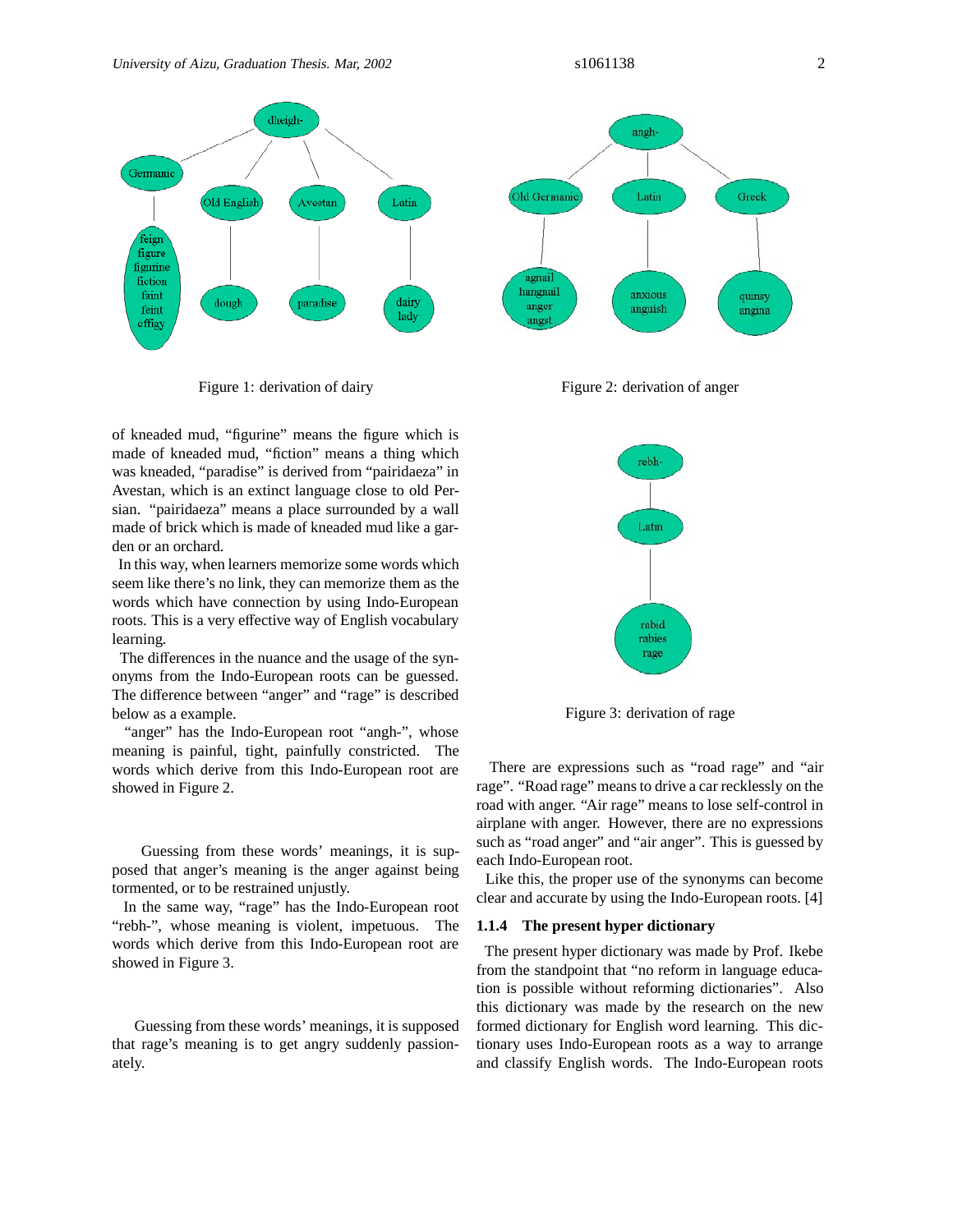Figure 1: derivation of dairy

Figure 2: derivation of anger

of kneaded mud, "figurine" means the figure which is made of kneaded mud, "fiction" means a thing which was kneaded, "paradise" is derived from "pairidaeza" in Avestan, which is an extinct language close to old Persian. "pairidaeza" means a place surrounded by a wall made of brick which is made of kneaded mud like a garden or an orchard.

In this way, when learners memorize some words which seem like there's no link, they can memorize them as the words which have connection by using Indo-European roots. This is a very effective way of English vocabulary learning.

The differences in the nuance and the usage of the synonyms from the Indo-European roots can be guessed. The difference between "anger" and "rage" is described below as a example.

"anger" has the Indo-European root "angh-", whose meaning is painful, tight, painfully constricted. The words which derive from this Indo-European root are showed in Figure 2.

Guessing from these words' meanings, it is supposed that anger's meaning is the anger against being tormented, or to be restrained unjustly.

In the same way, "rage" has the Indo-European root "rebh-", whose meaning is violent, impetuous. The words which derive from this Indo-European root are showed in Figure 3.

Guessing from these words' meanings, it is supposed that rage's meaning is to get angry suddenly passionately.

Figure 3: derivation of rage

There are expressions such as "road rage" and "air rage". "Road rage" means to drive a car recklessly on the road with anger. "Air rage" means to lose self-control in airplane with anger. However, there are no expressions such as "road anger" and "air anger". This is guessed by each Indo-European root.

Like this, the proper use of the synonyms can become clear and accurate by using the Indo-European roots. [4]

#### 1.1.4 The present hyper dictionary

The present hyper dictionary was made by Prof. Ikebe from the standpoint that "no reform in language education is possible without reforming dictionaries". Also this dictionary was made by the research on the new formed dictionary for English word learning. This dictionary uses Indo-European roots as a way to arrange and classify English words. The Indo-European roots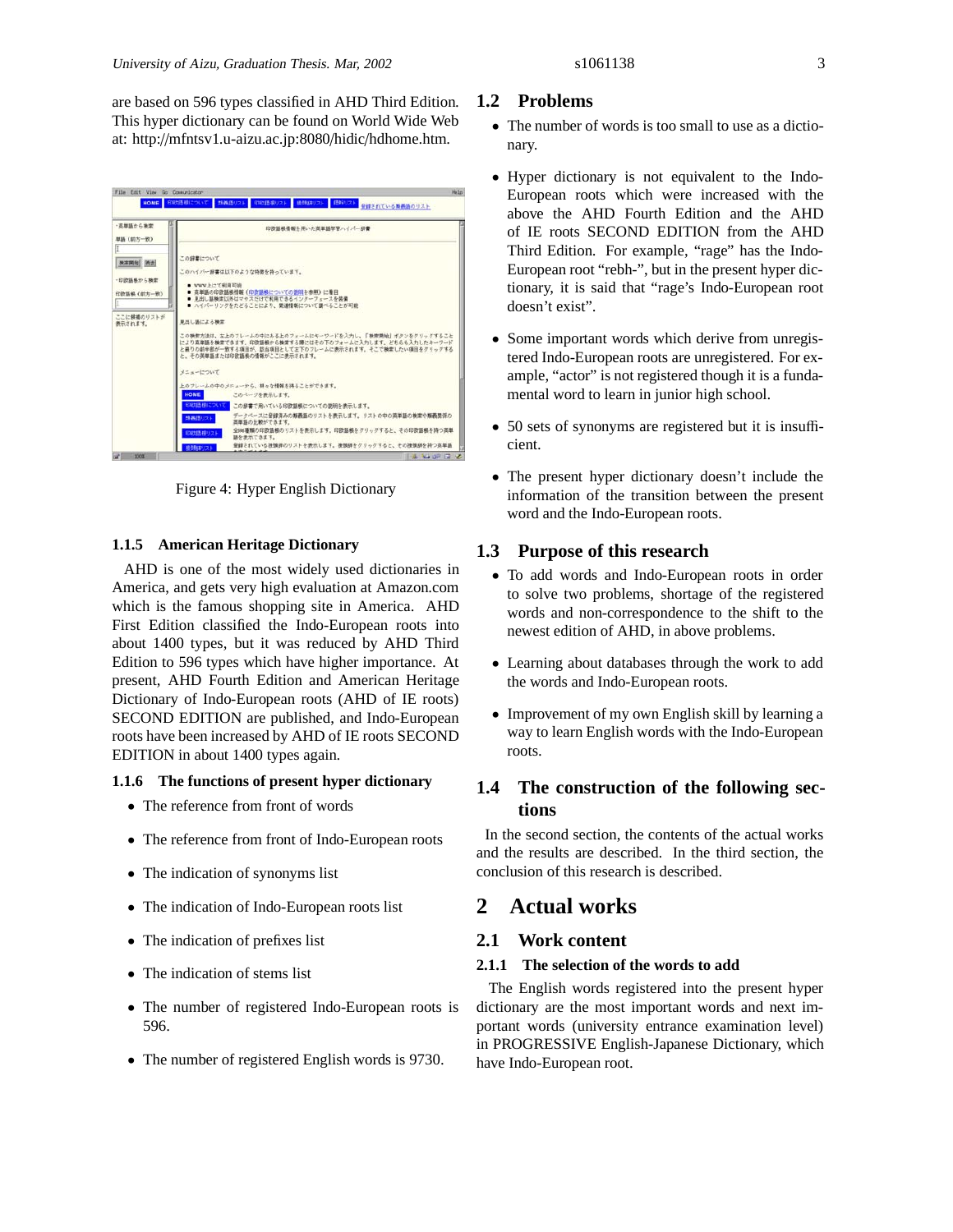are based on 596 types classified in AHD Third Edition. This hyper dictionary can be found on World Wide Web at: http://mfntsv1.u-aizu.ac.jp:8080/hidic/hdhome.htm.

Figure 4: Hyper English Dictionary

#### 1.1.5 American Heritage Dictionary

AHD is one of the most widely used dictionaries in America, and gets very high evaluation at Amazon.com which is the famous shopping site in America. AHD First Edition classified the Indo-European roots into about 1400 types, but it was reduced by AHD Third Edition to 596 types which have higher importance. At present, AHD Fourth Edition and American Heritage Dictionary of Indo-European roots (AHD of IE roots) SECOND EDITION are published, and Indo-European roots have been increased by AHD of IE roots SECOND EDITION in about 1400 types again.

#### 1.1.6 The functions of present hyper dictionary

- The reference from front of words
- The reference from front of Indo-European roots
- The indication of synonyms list
- The indication of Indo-European roots list
- The indication of prefixes list
- The indication of stems list
- The number of registered Indo-European roots is 596.
- The number of registered English words is 9730.

## 1.2 Problems

- The number of words is too small to use as a dictionary.
- Hyper dictionary is not equivalent to the Indo-European roots which were increased with the above the AHD Fourth Edition and the AHD of IE roots SECOND EDITION from the AHD Third Edition. For example, "rage" has the Indo-European root "rebh-", but in the present hyper dictionary, it is said that "rage's Indo-European root doesn't exist".
- Some important words which derive from unregistered Indo-European roots are unregistered. For example, "actor" is not registered though it is a fundamental word to learn in junior high school.
- 50 sets of synonyms are registered but it is insufficient.
- The present hyper dictionary doesn't include the information of the transition between the present word and the Indo-European roots.

## 1.3 Purpose of this research

- To add words and Indo-European roots in order to solve two problems, shortage of the registered words and non-correspondence to the shift to the newest edition of AHD, in above problems.
- Learning about databases through the work to add the words and Indo-European roots.
- Improvement of my own English skill by learning a way to learn English words with the Indo-European roots.

## 1.4 The construction of the following sections

In the second section, the contents of the actual works and the results are described. In the third section, the conclusion of this research is described.

# 2 Actual works

## 2.1 Work content

#### 2.1.1 The selection of the words to add

The English words registered into the present hyper dictionary are the most important words and next important words (university entrance examination level) in PROGRESSIVE English-Japanese Dictionary, which have Indo-European root.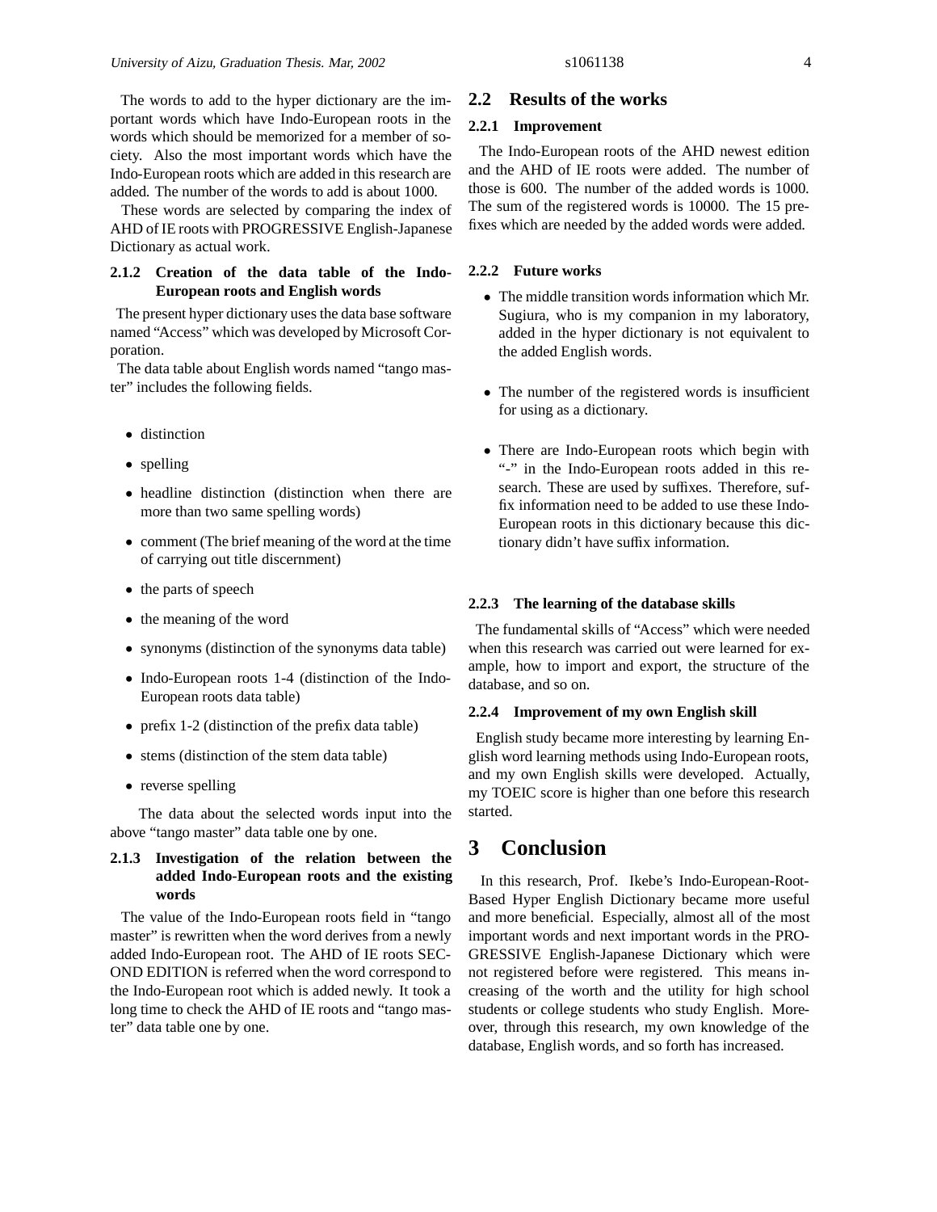The words to add to the hyper dictionary are the important words which have Indo-European roots in the words which should be memorized for a member of society. Also the most important words which have the Indo-European roots which are added in this research are added. The number of the words to add is about 1000.

These words are selected by comparing the index of AHD of IE roots with PROGRESSIVE English-Japanese Dictionary as actual work.

#### 2.1.2 Creation of the data table of the Indo-European roots and English words

The present hyper dictionary uses the data base software named "Access" which was developed by Microsoft Corporation.

The data table about English words named "tango master" includes the following fields.

- distinction
- spelling
- headline distinction (distinction when there are more than two same spelling words)
- comment (The brief meaning of the word at the time of carrying out title discernment)
- the parts of speech
- the meaning of the word
- synonyms (distinction of the synonyms data table)
- Indo-European roots 1-4 (distinction of the Indo-European roots data table)
- prefix 1-2 (distinction of the prefix data table)
- stems (distinction of the stem data table)
- reverse spelling

The data about the selected words input into the above "tango master" data table one by one.

#### 2.1.3 Investigation of the relation between the added Indo-European roots and the existing words

The value of the Indo-European roots field in "tango master" is rewritten when the word derives from a newly added Indo-European root. The AHD of IE roots SECOND EDITION is referred when the word correspond to the Indo-European root which is added newly. It took a long time to check the AHD of IE roots and "tango master" data table one by one.

### 2.2 Results of the works

#### 2.2.1 Improvement

The Indo-European roots of the AHD newest edition and the AHD of IE roots were added. The number of those is 600. The number of the added words is 1000. The sum of the registered words is 10000. The 15 prefixes which are needed by the added words were added.

#### 2.2.2 Future works

- The middle transition words information which Mr. Sugiura, who is my companion in my laboratory, added in the hyper dictionary is not equivalent to the added English words.
- The number of the registered words is insufficient for using as a dictionary.
- There are Indo-European roots which begin with "-" in the Indo-European roots added in this research. These are used by suffixes. Therefore, suffix information need to be added to use these Indo-European roots in this dictionary because this dictionary didn't have suffix information.

#### 2.2.3 The learning of the database skills

The fundamental skills of "Access" which were needed when this research was carried out were learned for example, how to import and export, the structure of the database, and so on.

#### 2.2.4 Improvement of my own English skill

English study became more interesting by learning English word learning methods using Indo-European roots, and my own English skills were developed. Actually, my TOEIC score is higher than one before this research started.

## 3 Conclusion

In this research, Prof. Ikebe's Indo-European-Root-Based Hyper English Dictionary became more useful and more beneficial. Especially, almost all of the most important words and next important words in the PROGRESSIVE English-Japanese Dictionary which were not registered before were registered. This means increasing of the worth and the utility for high school students or college students who study English. Moreover, through this research, my own knowledge of the database, English words, and so forth has increased.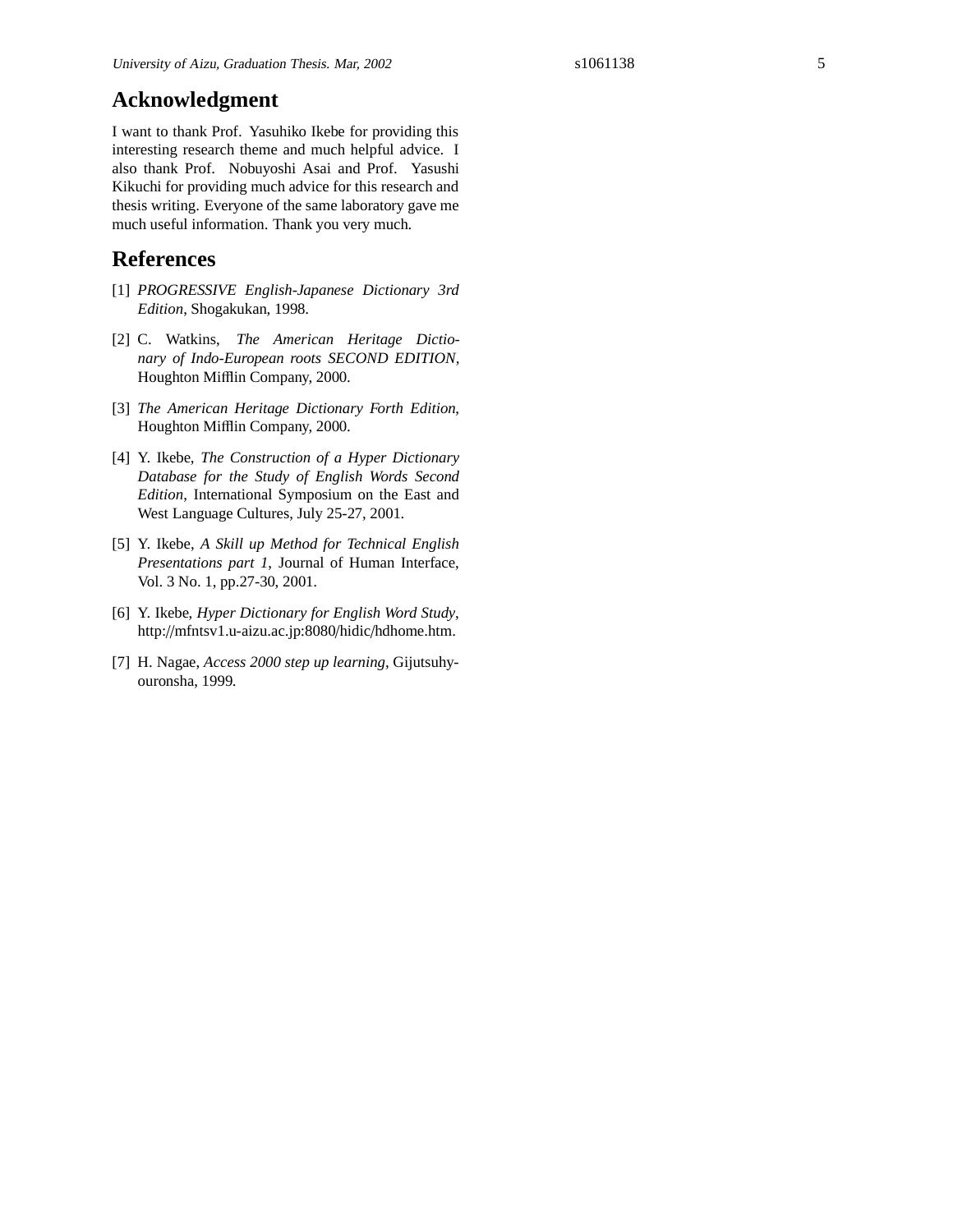## Acknowledgment

I want to thank Prof. Yasuhiko Ikebe for providing this interesting research theme and much helpful advice. I also thank Prof. Nobuyoshi Asai and Prof. Yasushi Kikuchi for providing much advice for this research and thesis writing. Everyone of the same laboratory gave me much useful information. Thank you very much.

## References

[1] *PROGRESSIVE English-Japanese Dictionary 3rd Edition*, Shogakukan, 1998.

[2] C. Watkins, *The American Heritage Dictionary of Indo-European roots SECOND EDITION*, Houghton Mifflin Company, 2000.

[3] *The American Heritage Dictionary Forth Edition*, Houghton Mifflin Company, 2000.

[4] Y. Ikebe, *The Construction of a Hyper Dictionary Database for the Study of English Words Second Edition*, International Symposium on the East and West Language Cultures, July 25-27, 2001.

[5] Y. Ikebe, *A Skill up Method for Technical English Presentations part 1*, Journal of Human Interface, Vol. 3 No. 1, pp.27-30, 2001.

[6] Y. Ikebe, *Hyper Dictionary for English Word Study*, http://mfntsv1.u-aizu.ac.jp:8080/hidic/hdhome.htm.

[7] H. Nagae, *Access 2000 step up learning*, Gijutsuhyouronsha, 1999.